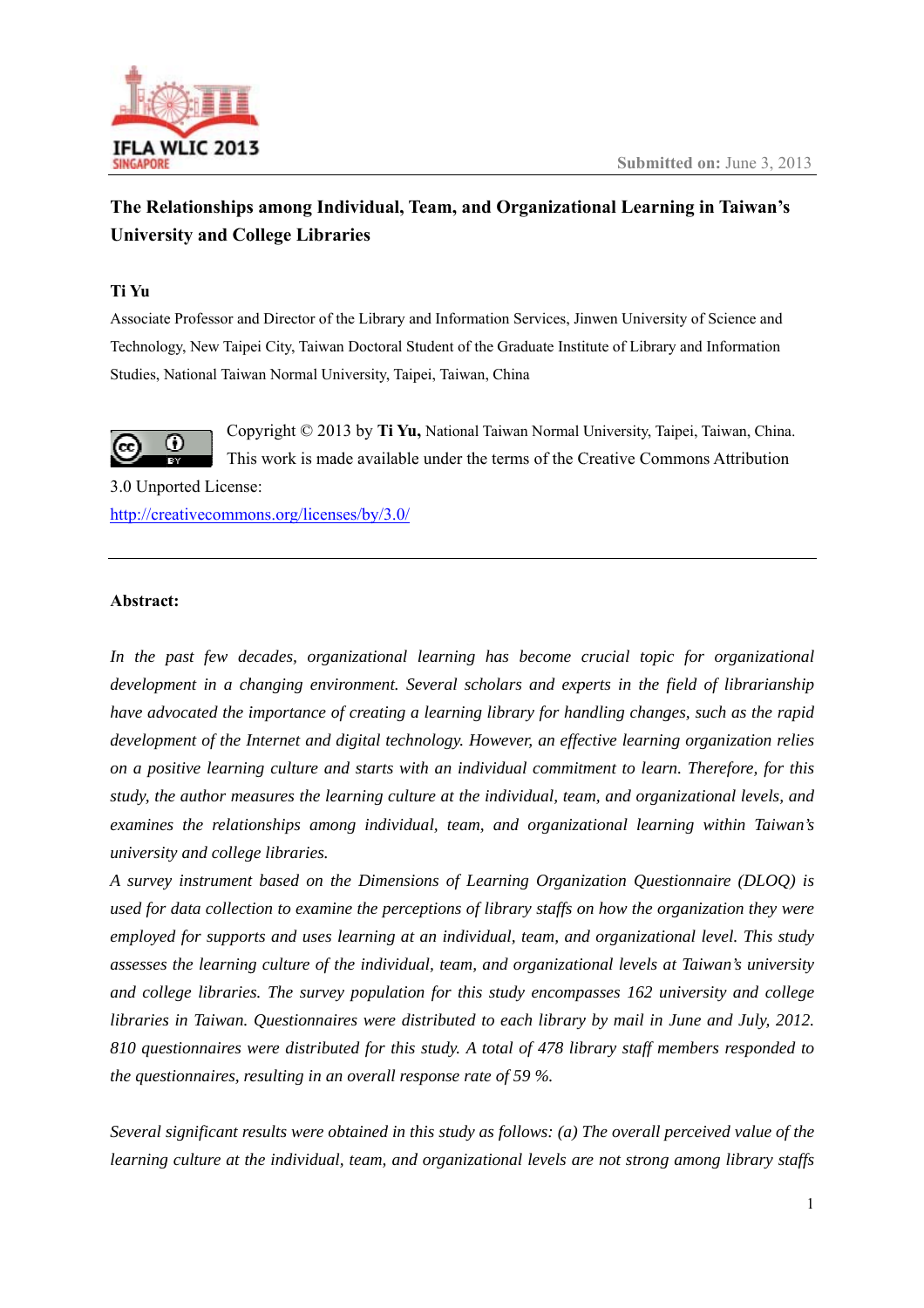Submitted on: June 3, 2013

# The Relationships among Individual, Team, and Organizational Learning in Taiwan's University and College Libraries

**Ti Yu**

Associate Professor and Director of the Library and Information Services, Jinwen University of Science and Technology, New Taipei City, Taiwan Doctoral Student of the Graduate Institute of Library and Information Studies, National Taiwan Normal University, Taipei, Taiwan, China

Copyright © 2013 by **Ti Yu,** National Taiwan Normal University, Taipei, Taiwan, China. This work is made available under the terms of the Creative Commons Attribution 3.0 Unported License:
http://creativecommons.org/licenses/by/3.0/

---

**Abstract:**

*In the past few decades, organizational learning has become crucial topic for organizational development in a changing environment. Several scholars and experts in the field of librarianship have advocated the importance of creating a learning library for handling changes, such as the rapid development of the Internet and digital technology. However, an effective learning organization relies on a positive learning culture and starts with an individual commitment to learn. Therefore, for this study, the author measures the learning culture at the individual, team, and organizational levels, and examines the relationships among individual, team, and organizational learning within Taiwan's university and college libraries.*

*A survey instrument based on the Dimensions of Learning Organization Questionnaire (DLOQ) is used for data collection to examine the perceptions of library staffs on how the organization they were employed for supports and uses learning at an individual, team, and organizational level. This study assesses the learning culture of the individual, team, and organizational levels at Taiwan's university and college libraries. The survey population for this study encompasses 162 university and college libraries in Taiwan. Questionnaires were distributed to each library by mail in June and July, 2012. 810 questionnaires were distributed for this study. A total of 478 library staff members responded to the questionnaires, resulting in an overall response rate of 59 %.*

*Several significant results were obtained in this study as follows: (a) The overall perceived value of the learning culture at the individual, team, and organizational levels are not strong among library staffs*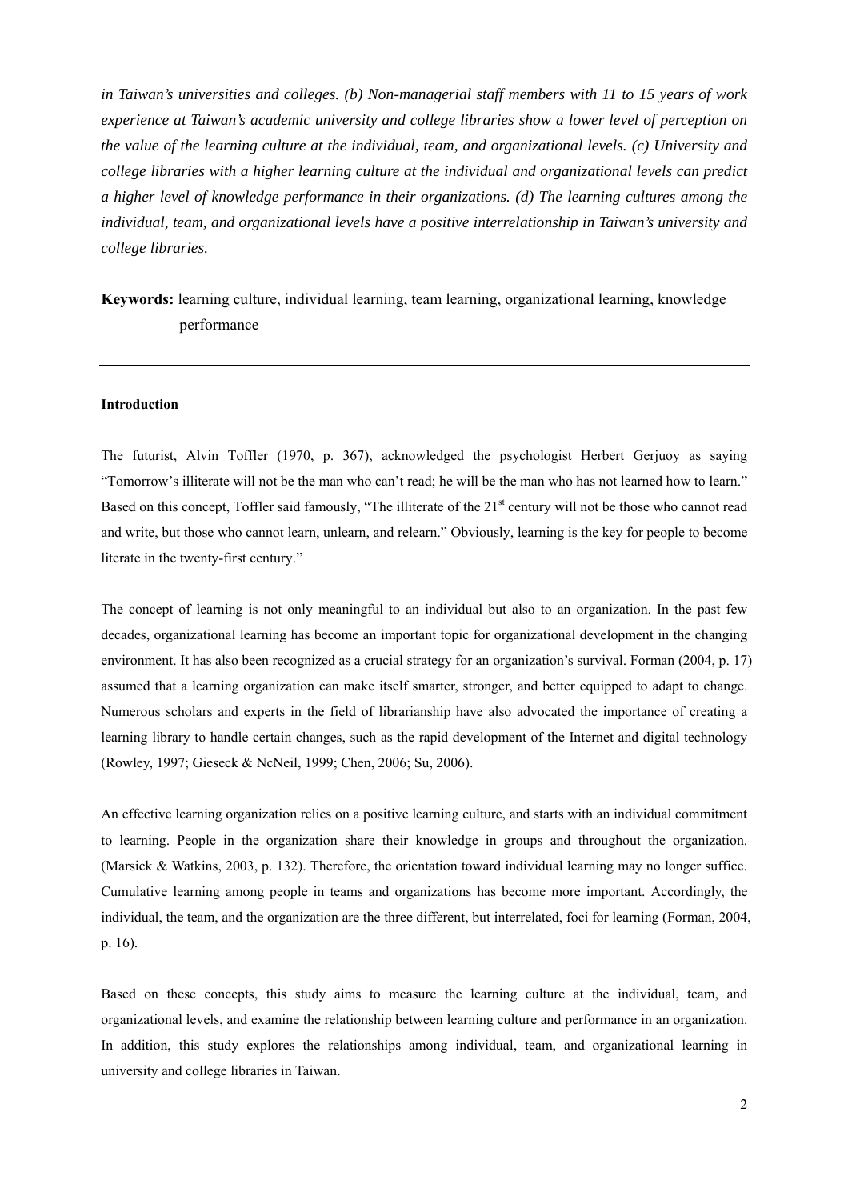*in Taiwan's universities and colleges. (b) Non-managerial staff members with 11 to 15 years of work experience at Taiwan's academic university and college libraries show a lower level of perception on the value of the learning culture at the individual, team, and organizational levels. (c) University and college libraries with a higher learning culture at the individual and organizational levels can predict a higher level of knowledge performance in their organizations. (d) The learning cultures among the individual, team, and organizational levels have a positive interrelationship in Taiwan's university and college libraries.*

**Keywords:** learning culture, individual learning, team learning, organizational learning, knowledge performance

---

**Introduction**

The futurist, Alvin Toffler (1970, p. 367), acknowledged the psychologist Herbert Gerjuoy as saying "Tomorrow's illiterate will not be the man who can't read; he will be the man who has not learned how to learn." Based on this concept, Toffler said famously, "The illiterate of the 21st century will not be those who cannot read and write, but those who cannot learn, unlearn, and relearn." Obviously, learning is the key for people to become literate in the twenty-first century."

The concept of learning is not only meaningful to an individual but also to an organization. In the past few decades, organizational learning has become an important topic for organizational development in the changing environment. It has also been recognized as a crucial strategy for an organization's survival. Forman (2004, p. 17) assumed that a learning organization can make itself smarter, stronger, and better equipped to adapt to change. Numerous scholars and experts in the field of librarianship have also advocated the importance of creating a learning library to handle certain changes, such as the rapid development of the Internet and digital technology (Rowley, 1997; Gieseck & NcNeil, 1999; Chen, 2006; Su, 2006).

An effective learning organization relies on a positive learning culture, and starts with an individual commitment to learning. People in the organization share their knowledge in groups and throughout the organization. (Marsick & Watkins, 2003, p. 132). Therefore, the orientation toward individual learning may no longer suffice. Cumulative learning among people in teams and organizations has become more important. Accordingly, the individual, the team, and the organization are the three different, but interrelated, foci for learning (Forman, 2004, p. 16).

Based on these concepts, this study aims to measure the learning culture at the individual, team, and organizational levels, and examine the relationship between learning culture and performance in an organization. In addition, this study explores the relationships among individual, team, and organizational learning in university and college libraries in Taiwan.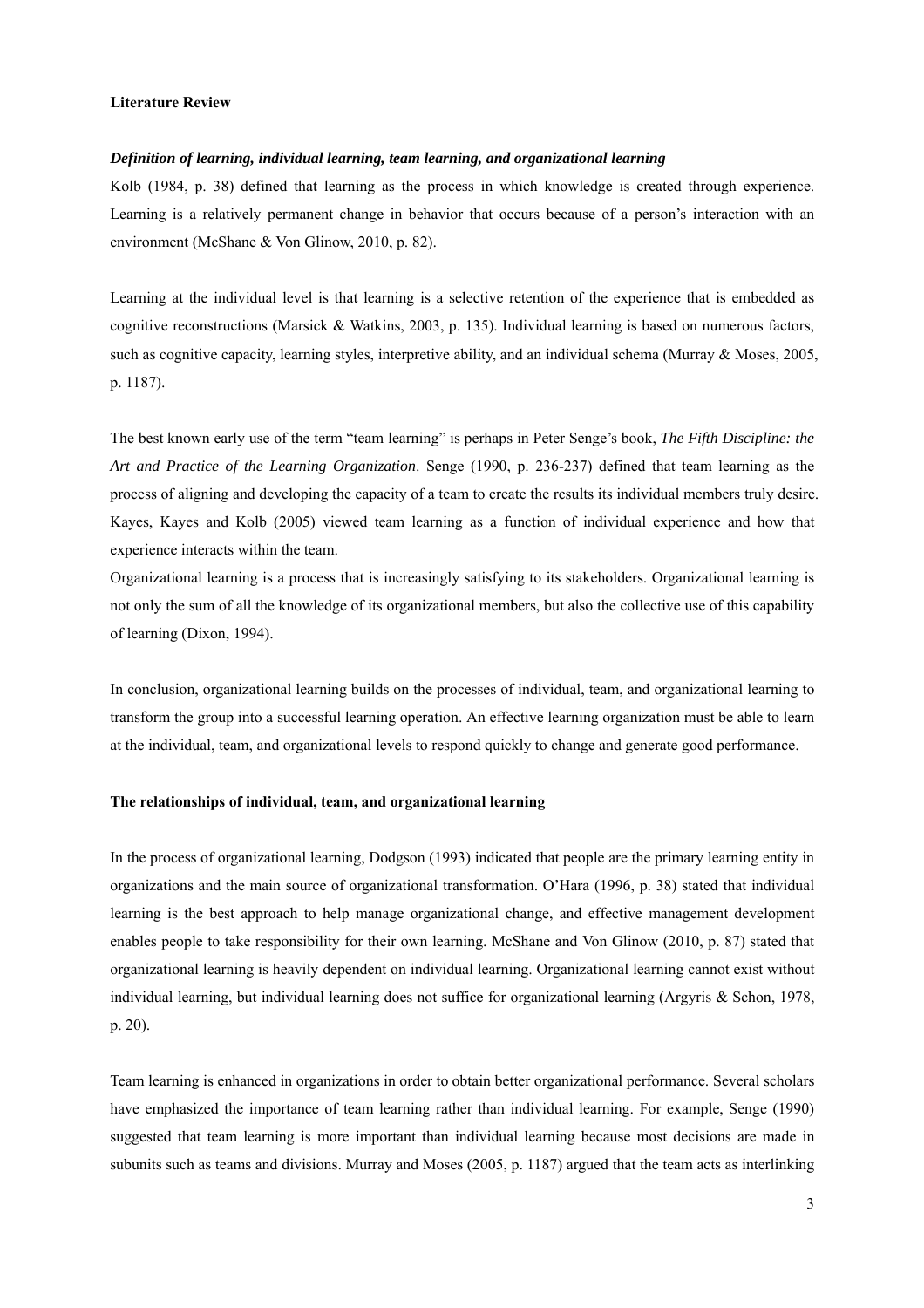**Literature Review**

***Definition of learning, individual learning, team learning, and organizational learning***

Kolb (1984, p. 38) defined that learning as the process in which knowledge is created through experience. Learning is a relatively permanent change in behavior that occurs because of a person's interaction with an environment (McShane & Von Glinow, 2010, p. 82).

Learning at the individual level is that learning is a selective retention of the experience that is embedded as cognitive reconstructions (Marsick & Watkins, 2003, p. 135). Individual learning is based on numerous factors, such as cognitive capacity, learning styles, interpretive ability, and an individual schema (Murray & Moses, 2005, p. 1187).

The best known early use of the term "team learning" is perhaps in Peter Senge's book, *The Fifth Discipline: the Art and Practice of the Learning Organization*. Senge (1990, p. 236-237) defined that team learning as the process of aligning and developing the capacity of a team to create the results its individual members truly desire. Kayes, Kayes and Kolb (2005) viewed team learning as a function of individual experience and how that experience interacts within the team.

Organizational learning is a process that is increasingly satisfying to its stakeholders. Organizational learning is not only the sum of all the knowledge of its organizational members, but also the collective use of this capability of learning (Dixon, 1994).

In conclusion, organizational learning builds on the processes of individual, team, and organizational learning to transform the group into a successful learning operation. An effective learning organization must be able to learn at the individual, team, and organizational levels to respond quickly to change and generate good performance.

**The relationships of individual, team, and organizational learning**

In the process of organizational learning, Dodgson (1993) indicated that people are the primary learning entity in organizations and the main source of organizational transformation. O'Hara (1996, p. 38) stated that individual learning is the best approach to help manage organizational change, and effective management development enables people to take responsibility for their own learning. McShane and Von Glinow (2010, p. 87) stated that organizational learning is heavily dependent on individual learning. Organizational learning cannot exist without individual learning, but individual learning does not suffice for organizational learning (Argyris & Schon, 1978, p. 20).

Team learning is enhanced in organizations in order to obtain better organizational performance. Several scholars have emphasized the importance of team learning rather than individual learning. For example, Senge (1990) suggested that team learning is more important than individual learning because most decisions are made in subunits such as teams and divisions. Murray and Moses (2005, p. 1187) argued that the team acts as interlinking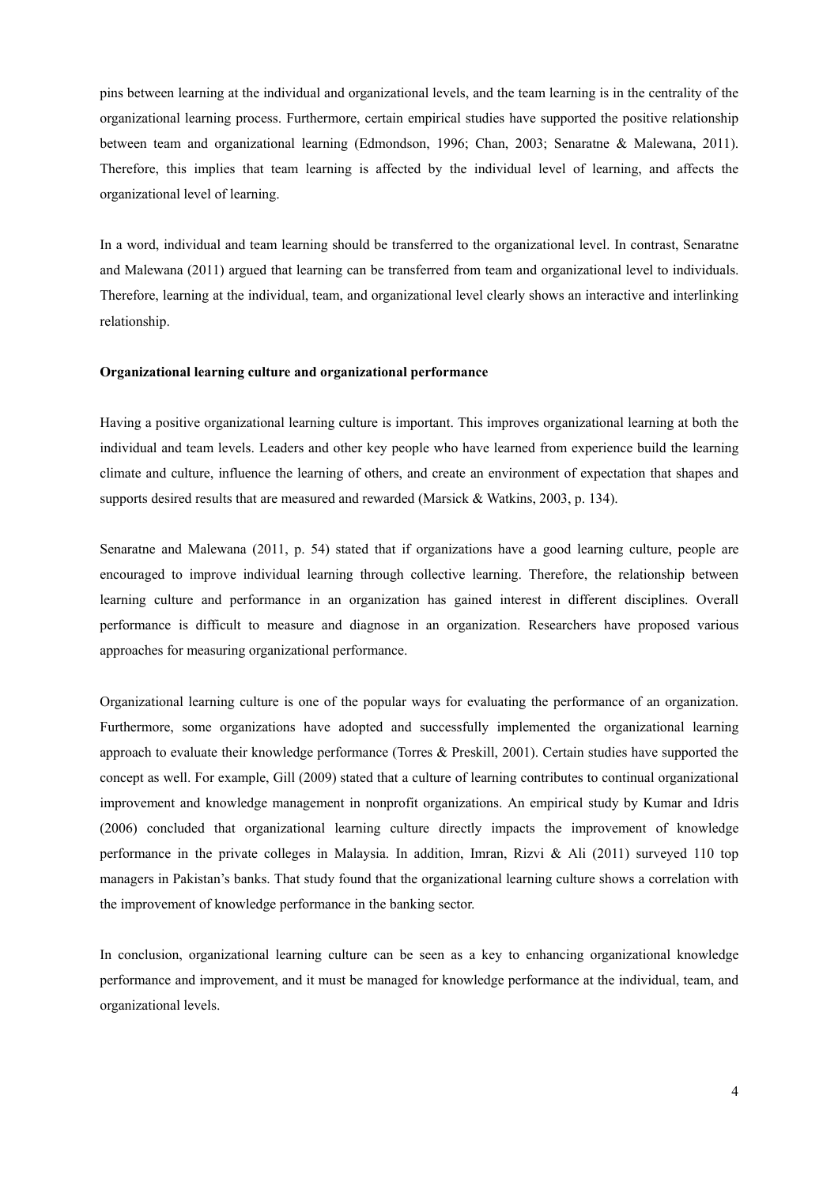pins between learning at the individual and organizational levels, and the team learning is in the centrality of the organizational learning process. Furthermore, certain empirical studies have supported the positive relationship between team and organizational learning (Edmondson, 1996; Chan, 2003; Senaratne & Malewana, 2011). Therefore, this implies that team learning is affected by the individual level of learning, and affects the organizational level of learning.

In a word, individual and team learning should be transferred to the organizational level. In contrast, Senaratne and Malewana (2011) argued that learning can be transferred from team and organizational level to individuals. Therefore, learning at the individual, team, and organizational level clearly shows an interactive and interlinking relationship.

**Organizational learning culture and organizational performance**

Having a positive organizational learning culture is important. This improves organizational learning at both the individual and team levels. Leaders and other key people who have learned from experience build the learning climate and culture, influence the learning of others, and create an environment of expectation that shapes and supports desired results that are measured and rewarded (Marsick & Watkins, 2003, p. 134).

Senaratne and Malewana (2011, p. 54) stated that if organizations have a good learning culture, people are encouraged to improve individual learning through collective learning. Therefore, the relationship between learning culture and performance in an organization has gained interest in different disciplines. Overall performance is difficult to measure and diagnose in an organization. Researchers have proposed various approaches for measuring organizational performance.

Organizational learning culture is one of the popular ways for evaluating the performance of an organization. Furthermore, some organizations have adopted and successfully implemented the organizational learning approach to evaluate their knowledge performance (Torres & Preskill, 2001). Certain studies have supported the concept as well. For example, Gill (2009) stated that a culture of learning contributes to continual organizational improvement and knowledge management in nonprofit organizations. An empirical study by Kumar and Idris (2006) concluded that organizational learning culture directly impacts the improvement of knowledge performance in the private colleges in Malaysia. In addition, Imran, Rizvi & Ali (2011) surveyed 110 top managers in Pakistan's banks. That study found that the organizational learning culture shows a correlation with the improvement of knowledge performance in the banking sector.

In conclusion, organizational learning culture can be seen as a key to enhancing organizational knowledge performance and improvement, and it must be managed for knowledge performance at the individual, team, and organizational levels.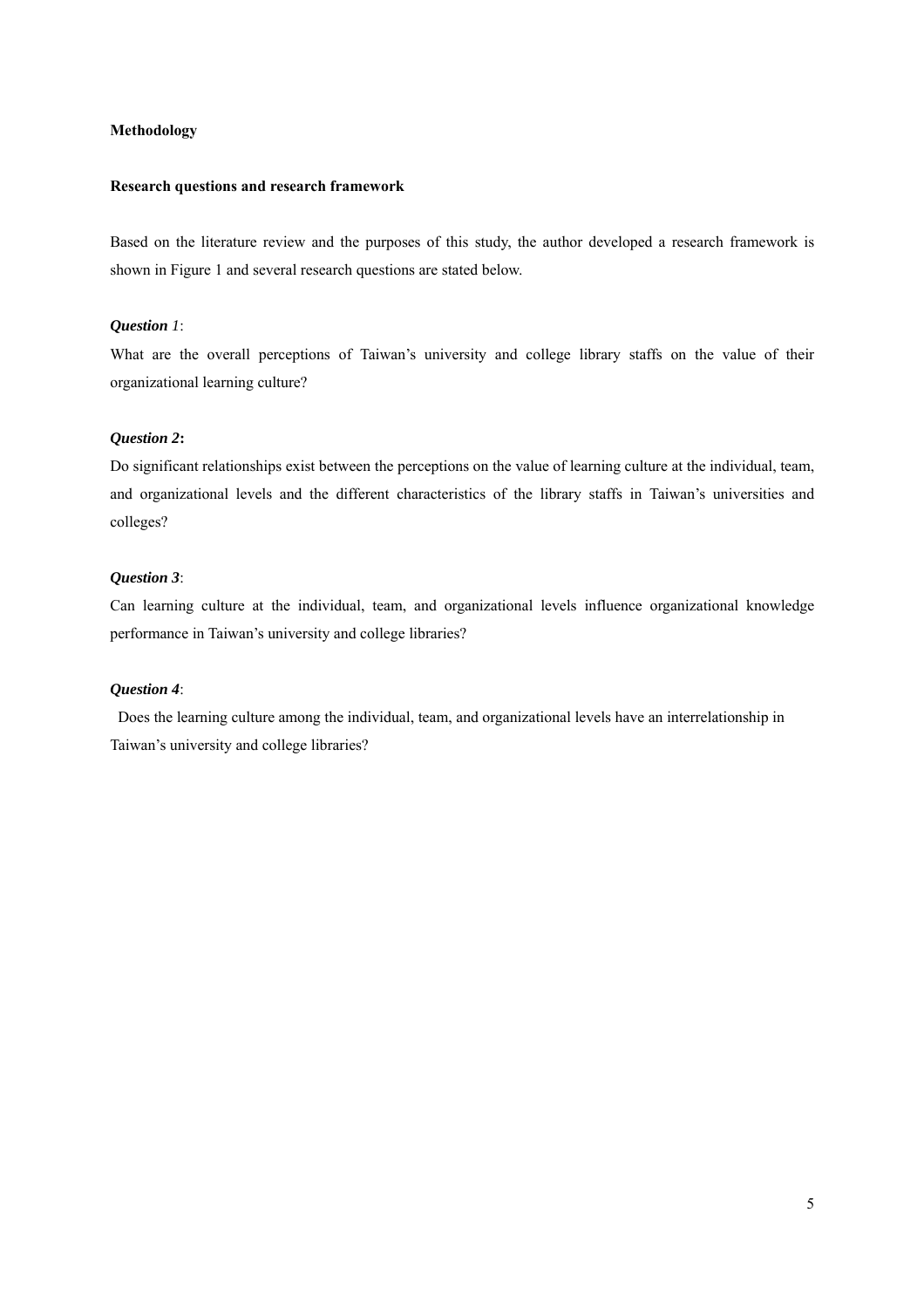**Methodology**

**Research questions and research framework**

Based on the literature review and the purposes of this study, the author developed a research framework is shown in Figure 1 and several research questions are stated below.

***Question** 1*:

What are the overall perceptions of Taiwan's university and college library staffs on the value of their organizational learning culture?

***Question 2*:**

Do significant relationships exist between the perceptions on the value of learning culture at the individual, team, and organizational levels and the different characteristics of the library staffs in Taiwan's universities and colleges?

***Question 3***:

Can learning culture at the individual, team, and organizational levels influence organizational knowledge performance in Taiwan's university and college libraries?

***Question 4***:

Does the learning culture among the individual, team, and organizational levels have an interrelationship in Taiwan's university and college libraries?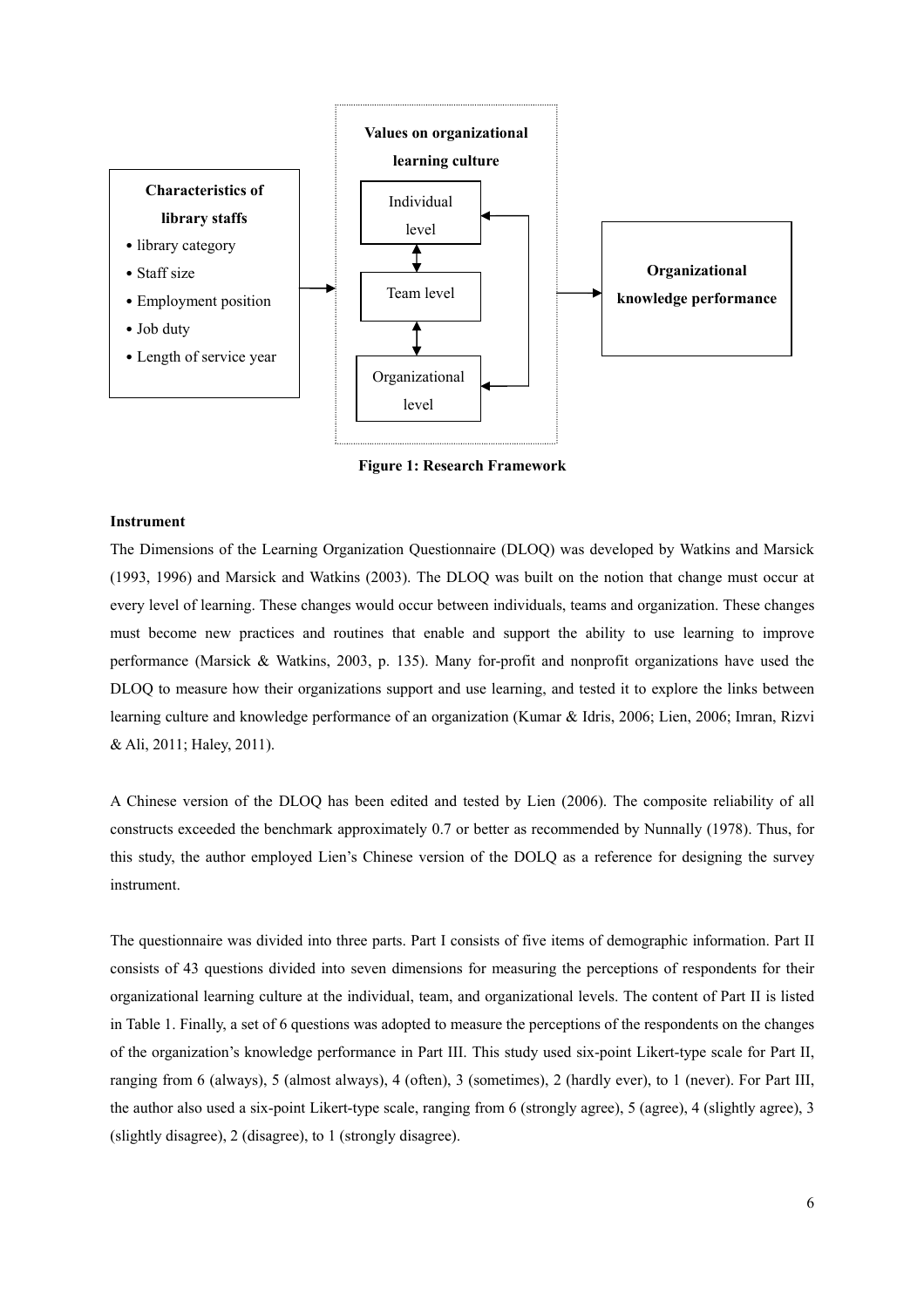**Characteristics of library staffs**

- library category
- Staff size
- Employment position
- Job duty
- Length of service year

**Values on organizational learning culture**

Individual level

Team level

Organizational level

**Organizational knowledge performance**

**Figure 1: Research Framework**

**Instrument**

The Dimensions of the Learning Organization Questionnaire (DLOQ) was developed by Watkins and Marsick (1993, 1996) and Marsick and Watkins (2003). The DLOQ was built on the notion that change must occur at every level of learning. These changes would occur between individuals, teams and organization. These changes must become new practices and routines that enable and support the ability to use learning to improve performance (Marsick & Watkins, 2003, p. 135). Many for-profit and nonprofit organizations have used the DLOQ to measure how their organizations support and use learning, and tested it to explore the links between learning culture and knowledge performance of an organization (Kumar & Idris, 2006; Lien, 2006; Imran, Rizvi & Ali, 2011; Haley, 2011).

A Chinese version of the DLOQ has been edited and tested by Lien (2006). The composite reliability of all constructs exceeded the benchmark approximately 0.7 or better as recommended by Nunnally (1978). Thus, for this study, the author employed Lien's Chinese version of the DOLQ as a reference for designing the survey instrument.

The questionnaire was divided into three parts. Part I consists of five items of demographic information. Part II consists of 43 questions divided into seven dimensions for measuring the perceptions of respondents for their organizational learning culture at the individual, team, and organizational levels. The content of Part II is listed in Table 1. Finally, a set of 6 questions was adopted to measure the perceptions of the respondents on the changes of the organization's knowledge performance in Part III. This study used six-point Likert-type scale for Part II, ranging from 6 (always), 5 (almost always), 4 (often), 3 (sometimes), 2 (hardly ever), to 1 (never). For Part III, the author also used a six-point Likert-type scale, ranging from 6 (strongly agree), 5 (agree), 4 (slightly agree), 3 (slightly disagree), 2 (disagree), to 1 (strongly disagree).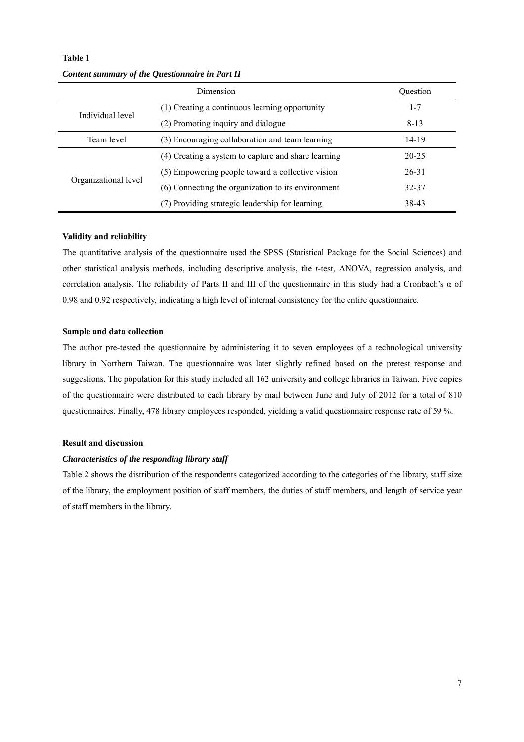**Table 1**

***Content summary of the Questionnaire in Part II***

| Dimension | | Question |
|---|---|---|
| Individual level | (1) Creating a continuous learning opportunity | 1-7 |
| | (2) Promoting inquiry and dialogue | 8-13 |
| Team level | (3) Encouraging collaboration and team learning | 14-19 |
| Organizational level | (4) Creating a system to capture and share learning | 20-25 |
| | (5) Empowering people toward a collective vision | 26-31 |
| | (6) Connecting the organization to its environment | 32-37 |
| | (7) Providing strategic leadership for learning | 38-43 |

**Validity and reliability**

The quantitative analysis of the questionnaire used the SPSS (Statistical Package for the Social Sciences) and other statistical analysis methods, including descriptive analysis, the *t*-test, ANOVA, regression analysis, and correlation analysis. The reliability of Parts II and III of the questionnaire in this study had a Cronbach's $\alpha$ of 0.98 and 0.92 respectively, indicating a high level of internal consistency for the entire questionnaire.

**Sample and data collection**

The author pre-tested the questionnaire by administering it to seven employees of a technological university library in Northern Taiwan. The questionnaire was later slightly refined based on the pretest response and suggestions. The population for this study included all 162 university and college libraries in Taiwan. Five copies of the questionnaire were distributed to each library by mail between June and July of 2012 for a total of 810 questionnaires. Finally, 478 library employees responded, yielding a valid questionnaire response rate of 59 %.

**Result and discussion**

***Characteristics of the responding library staff***

Table 2 shows the distribution of the respondents categorized according to the categories of the library, staff size of the library, the employment position of staff members, the duties of staff members, and length of service year of staff members in the library.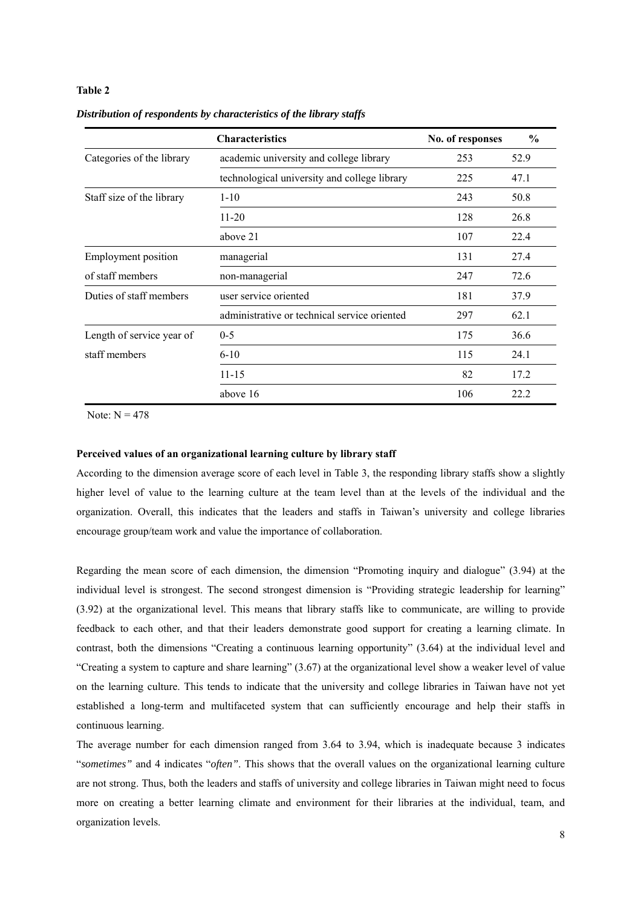**Table 2**

***Distribution of respondents by characteristics of the library staffs***

| | Characteristics | No. of responses | % |
|---|---|---|---|
| Categories of the library | academic university and college library | 253 | 52.9 |
| | technological university and college library | 225 | 47.1 |
| Staff size of the library | 1-10 | 243 | 50.8 |
| | 11-20 | 128 | 26.8 |
| | above 21 | 107 | 22.4 |
| Employment position of staff members | managerial | 131 | 27.4 |
| | non-managerial | 247 | 72.6 |
| Duties of staff members | user service oriented | 181 | 37.9 |
| | administrative or technical service oriented | 297 | 62.1 |
| Length of service year of staff members | 0-5 | 175 | 36.6 |
| | 6-10 | 115 | 24.1 |
| | 11-15 | 82 | 17.2 |
| | above 16 | 106 | 22.2 |

Note: N = 478

**Perceived values of an organizational learning culture by library staff**

According to the dimension average score of each level in Table 3, the responding library staffs show a slightly higher level of value to the learning culture at the team level than at the levels of the individual and the organization. Overall, this indicates that the leaders and staffs in Taiwan's university and college libraries encourage group/team work and value the importance of collaboration.

Regarding the mean score of each dimension, the dimension "Promoting inquiry and dialogue" (3.94) at the individual level is strongest. The second strongest dimension is "Providing strategic leadership for learning" (3.92) at the organizational level. This means that library staffs like to communicate, are willing to provide feedback to each other, and that their leaders demonstrate good support for creating a learning climate. In contrast, both the dimensions "Creating a continuous learning opportunity" (3.64) at the individual level and "Creating a system to capture and share learning" (3.67) at the organizational level show a weaker level of value on the learning culture. This tends to indicate that the university and college libraries in Taiwan have not yet established a long-term and multifaceted system that can sufficiently encourage and help their staffs in continuous learning.

The average number for each dimension ranged from 3.64 to 3.94, which is inadequate because 3 indicates "*sometimes"* and 4 indicates "*often"*. This shows that the overall values on the organizational learning culture are not strong. Thus, both the leaders and staffs of university and college libraries in Taiwan might need to focus more on creating a better learning climate and environment for their libraries at the individual, team, and organization levels.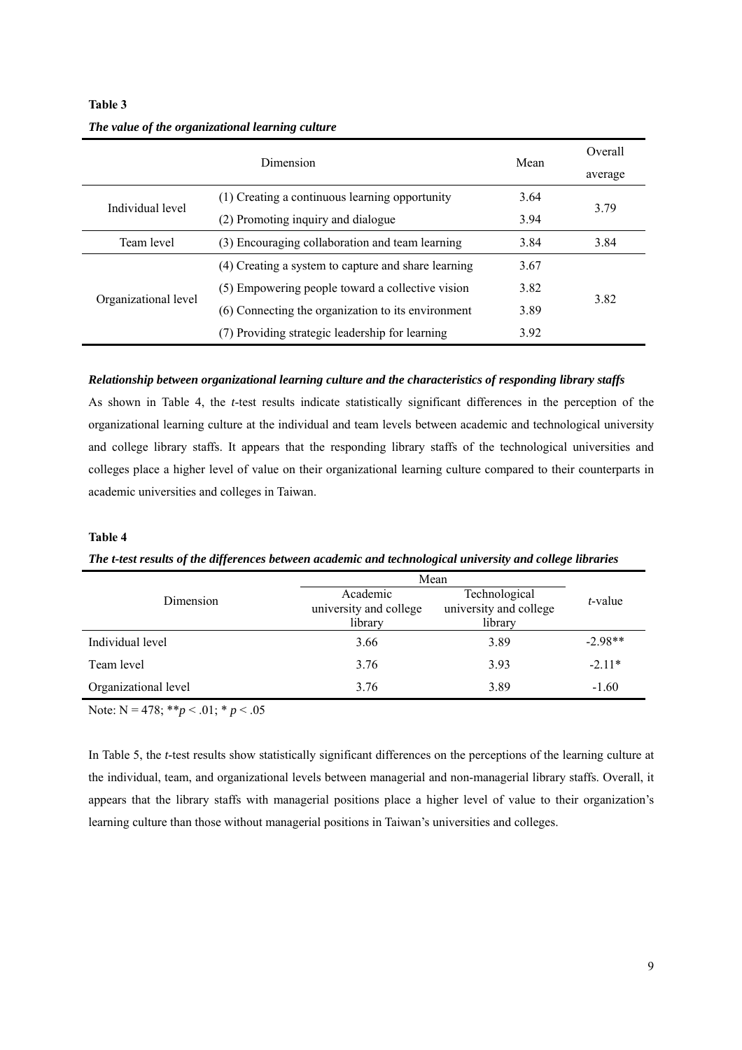**Table 3**

***The value of the organizational learning culture***

| Dimension | | Mean | Overall average |
|---|---|---|---|
| Individual level | (1) Creating a continuous learning opportunity | 3.64 | 3.79 |
| | (2) Promoting inquiry and dialogue | 3.94 | |
| Team level | (3) Encouraging collaboration and team learning | 3.84 | 3.84 |
| Organizational level | (4) Creating a system to capture and share learning | 3.67 | 3.82 |
| | (5) Empowering people toward a collective vision | 3.82 | |
| | (6) Connecting the organization to its environment | 3.89 | |
| | (7) Providing strategic leadership for learning | 3.92 | |

***Relationship between organizational learning culture and the characteristics of responding library staffs***

As shown in Table 4, the *t*-test results indicate statistically significant differences in the perception of the organizational learning culture at the individual and team levels between academic and technological university and college library staffs. It appears that the responding library staffs of the technological universities and colleges place a higher level of value on their organizational learning culture compared to their counterparts in academic universities and colleges in Taiwan.

**Table 4**

***The t-test results of the differences between academic and technological university and college libraries***

| Dimension | Mean | | *t*-value |
|---|---|---|---|
| | Academic university and college library | Technological university and college library | |
| Individual level | 3.66 | 3.89 | -2.98** |
| Team level | 3.76 | 3.93 | -2.11* |
| Organizational level | 3.76 | 3.89 | -1.60 |

Note: N = 478; $^{**}p < .01$; $^{*}p < .05$

In Table 5, the *t*-test results show statistically significant differences on the perceptions of the learning culture at the individual, team, and organizational levels between managerial and non-managerial library staffs. Overall, it appears that the library staffs with managerial positions place a higher level of value to their organization's learning culture than those without managerial positions in Taiwan's universities and colleges.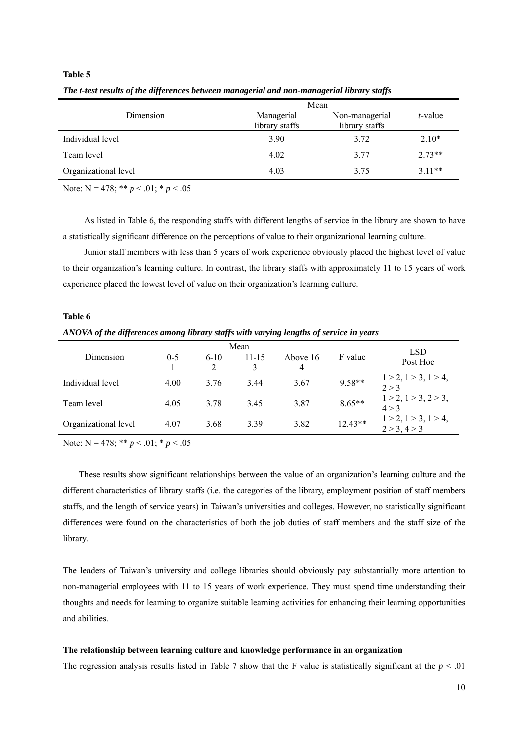**Table 5**

***The t-test results of the differences between managerial and non-managerial library staffs***

| Dimension | Mean | | *t*-value |
|---|---|---|---|
| | Managerial library staffs | Non-managerial library staffs | |
| Individual level | 3.90 | 3.72 | 2.10* |
| Team level | 4.02 | 3.77 | 2.73** |
| Organizational level | 4.03 | 3.75 | 3.11** |

Note: N = 478; ** $p < .01$; * $p < .05$

As listed in Table 6, the responding staffs with different lengths of service in the library are shown to have a statistically significant difference on the perceptions of value to their organizational learning culture.

Junior staff members with less than 5 years of work experience obviously placed the highest level of value to their organization's learning culture. In contrast, the library staffs with approximately 11 to 15 years of work experience placed the lowest level of value on their organization's learning culture.

**Table 6**

***ANOVA of the differences among library staffs with varying lengths of service in years***

| Dimension | Mean | | | | F value | LSD Post Hoc |
|---|---|---|---|---|---|---|
| | 0-5<br>1 | 6-10<br>2 | 11-15<br>3 | Above 16<br>4 | | |
| Individual level | 4.00 | 3.76 | 3.44 | 3.67 | 9.58** | 1 > 2, 1 > 3, 1 > 4, 2 > 3 |
| Team level | 4.05 | 3.78 | 3.45 | 3.87 | 8.65** | 1 > 2, 1 > 3, 2 > 3, 4 > 3 |
| Organizational level | 4.07 | 3.68 | 3.39 | 3.82 | 12.43** | 1 > 2, 1 > 3, 1 > 4, 2 > 3, 4 > 3 |

Note: N = 478; ** $p < .01$; * $p < .05$

These results show significant relationships between the value of an organization's learning culture and the different characteristics of library staffs (i.e. the categories of the library, employment position of staff members staffs, and the length of service years) in Taiwan's universities and colleges. However, no statistically significant differences were found on the characteristics of both the job duties of staff members and the staff size of the library.

The leaders of Taiwan's university and college libraries should obviously pay substantially more attention to non-managerial employees with 11 to 15 years of work experience. They must spend time understanding their thoughts and needs for learning to organize suitable learning activities for enhancing their learning opportunities and abilities.

**The relationship between learning culture and knowledge performance in an organization**

The regression analysis results listed in Table 7 show that the F value is statistically significant at the $p < .01$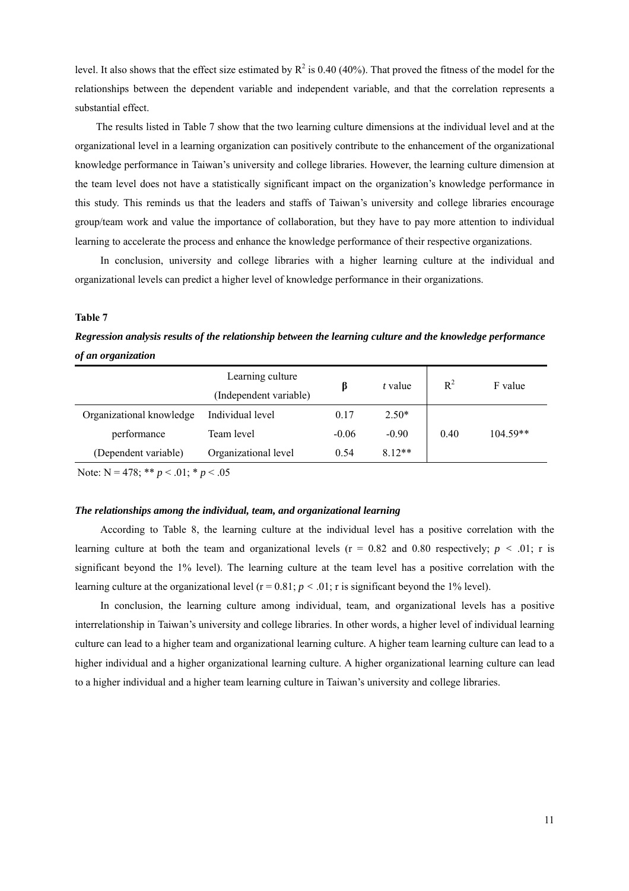level. It also shows that the effect size estimated by $R^2$ is 0.40 (40%). That proved the fitness of the model for the relationships between the dependent variable and independent variable, and that the correlation represents a substantial effect.

The results listed in Table 7 show that the two learning culture dimensions at the individual level and at the organizational level in a learning organization can positively contribute to the enhancement of the organizational knowledge performance in Taiwan's university and college libraries. However, the learning culture dimension at the team level does not have a statistically significant impact on the organization's knowledge performance in this study. This reminds us that the leaders and staffs of Taiwan's university and college libraries encourage group/team work and value the importance of collaboration, but they have to pay more attention to individual learning to accelerate the process and enhance the knowledge performance of their respective organizations.

In conclusion, university and college libraries with a higher learning culture at the individual and organizational levels can predict a higher level of knowledge performance in their organizations.

**Table 7**

***Regression analysis results of the relationship between the learning culture and the knowledge performance of an organization***

| | Learning culture (Independent variable) | β | *t* value | $R^2$ | F value |
|---|---|---|---|---|---|
| Organizational knowledge | Individual level | 0.17 | 2.50* | | |
| performance | Team level | -0.06 | -0.90 | 0.40 | 104.59** |
| (Dependent variable) | Organizational level | 0.54 | 8.12** | | |

Note: N = 478; ** $p < .01$; * $p < .05$

### *The relationships among the individual, team, and organizational learning*

According to Table 8, the learning culture at the individual level has a positive correlation with the learning culture at both the team and organizational levels (r = 0.82 and 0.80 respectively; $p < .01$; r is significant beyond the 1% level). The learning culture at the team level has a positive correlation with the learning culture at the organizational level (r = 0.81; $p < .01$; r is significant beyond the 1% level).

In conclusion, the learning culture among individual, team, and organizational levels has a positive interrelationship in Taiwan's university and college libraries. In other words, a higher level of individual learning culture can lead to a higher team and organizational learning culture. A higher team learning culture can lead to a higher individual and a higher organizational learning culture. A higher organizational learning culture can lead to a higher individual and a higher team learning culture in Taiwan's university and college libraries.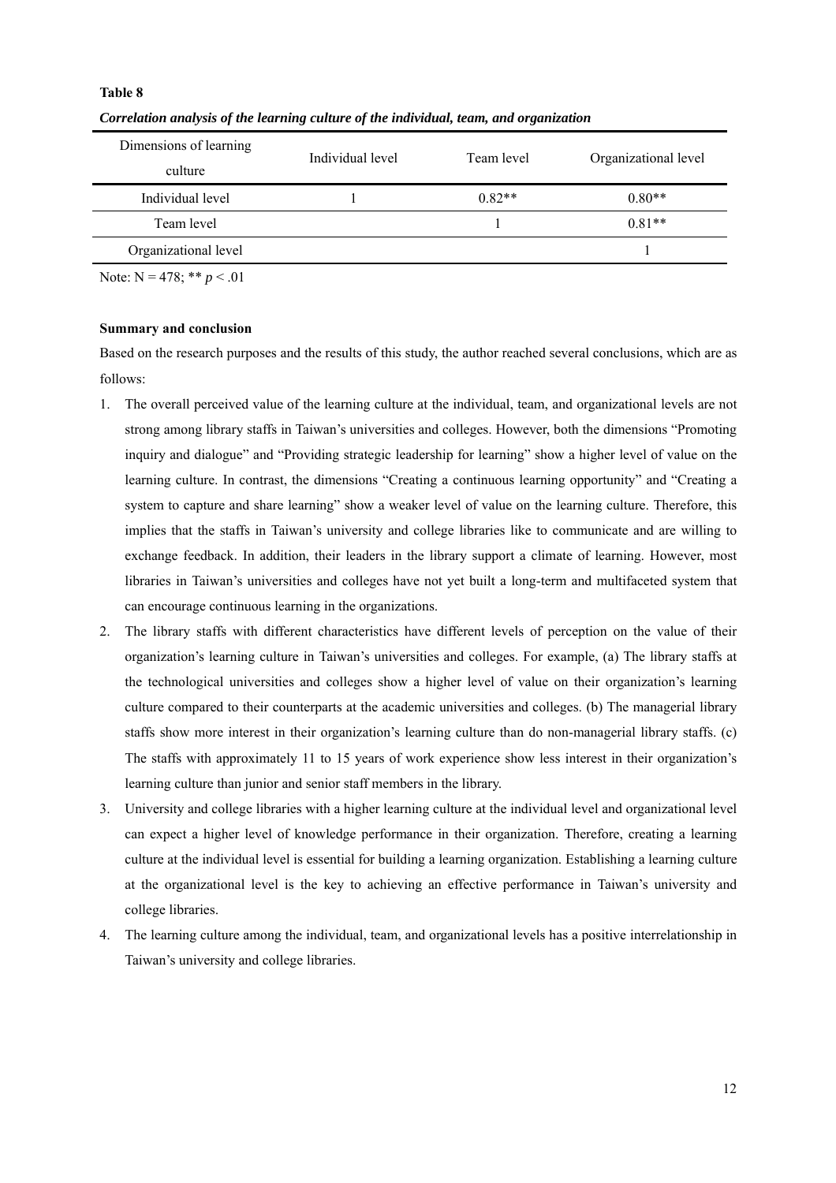**Table 8**

***Correlation analysis of the learning culture of the individual, team, and organization***

| Dimensions of learning culture | Individual level | Team level | Organizational level |
|---|---|---|---|
| Individual level | 1 | 0.82** | 0.80** |
| Team level | | 1 | 0.81** |
| Organizational level | | | 1 |

Note: N = 478; ** $p < .01$

**Summary and conclusion**

Based on the research purposes and the results of this study, the author reached several conclusions, which are as follows:

1. The overall perceived value of the learning culture at the individual, team, and organizational levels are not strong among library staffs in Taiwan's universities and colleges. However, both the dimensions "Promoting inquiry and dialogue" and "Providing strategic leadership for learning" show a higher level of value on the learning culture. In contrast, the dimensions "Creating a continuous learning opportunity" and "Creating a system to capture and share learning" show a weaker level of value on the learning culture. Therefore, this implies that the staffs in Taiwan's university and college libraries like to communicate and are willing to exchange feedback. In addition, their leaders in the library support a climate of learning. However, most libraries in Taiwan's universities and colleges have not yet built a long-term and multifaceted system that can encourage continuous learning in the organizations.
2. The library staffs with different characteristics have different levels of perception on the value of their organization's learning culture in Taiwan's universities and colleges. For example, (a) The library staffs at the technological universities and colleges show a higher level of value on their organization's learning culture compared to their counterparts at the academic universities and colleges. (b) The managerial library staffs show more interest in their organization's learning culture than do non-managerial library staffs. (c) The staffs with approximately 11 to 15 years of work experience show less interest in their organization's learning culture than junior and senior staff members in the library.
3. University and college libraries with a higher learning culture at the individual level and organizational level can expect a higher level of knowledge performance in their organization. Therefore, creating a learning culture at the individual level is essential for building a learning organization. Establishing a learning culture at the organizational level is the key to achieving an effective performance in Taiwan's university and college libraries.
4. The learning culture among the individual, team, and organizational levels has a positive interrelationship in Taiwan's university and college libraries.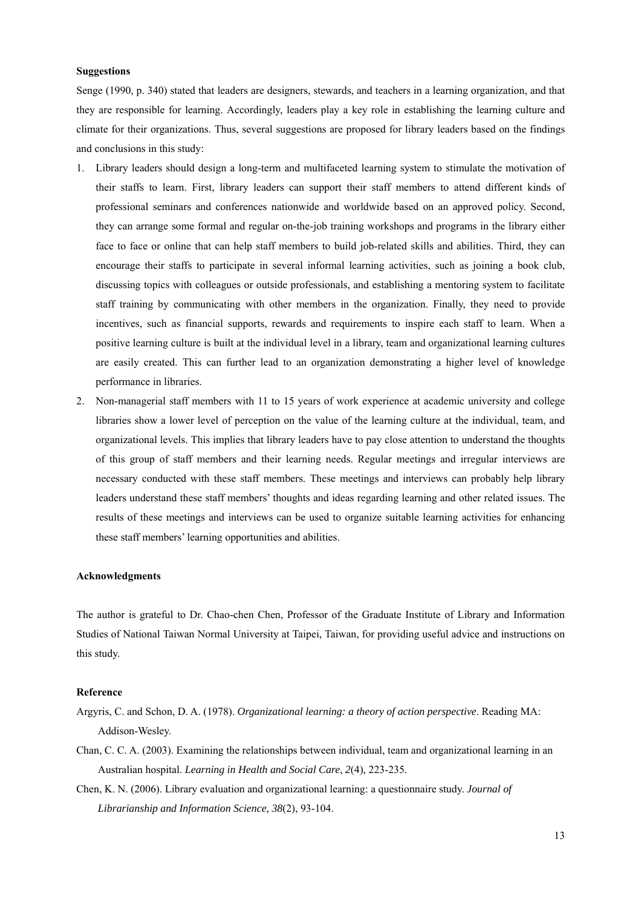**Suggestions**

Senge (1990, p. 340) stated that leaders are designers, stewards, and teachers in a learning organization, and that they are responsible for learning. Accordingly, leaders play a key role in establishing the learning culture and climate for their organizations. Thus, several suggestions are proposed for library leaders based on the findings and conclusions in this study:

1. Library leaders should design a long-term and multifaceted learning system to stimulate the motivation of their staffs to learn. First, library leaders can support their staff members to attend different kinds of professional seminars and conferences nationwide and worldwide based on an approved policy. Second, they can arrange some formal and regular on-the-job training workshops and programs in the library either face to face or online that can help staff members to build job-related skills and abilities. Third, they can encourage their staffs to participate in several informal learning activities, such as joining a book club, discussing topics with colleagues or outside professionals, and establishing a mentoring system to facilitate staff training by communicating with other members in the organization. Finally, they need to provide incentives, such as financial supports, rewards and requirements to inspire each staff to learn. When a positive learning culture is built at the individual level in a library, team and organizational learning cultures are easily created. This can further lead to an organization demonstrating a higher level of knowledge performance in libraries.
2. Non-managerial staff members with 11 to 15 years of work experience at academic university and college libraries show a lower level of perception on the value of the learning culture at the individual, team, and organizational levels. This implies that library leaders have to pay close attention to understand the thoughts of this group of staff members and their learning needs. Regular meetings and irregular interviews are necessary conducted with these staff members. These meetings and interviews can probably help library leaders understand these staff members' thoughts and ideas regarding learning and other related issues. The results of these meetings and interviews can be used to organize suitable learning activities for enhancing these staff members' learning opportunities and abilities.

**Acknowledgments**

The author is grateful to Dr. Chao-chen Chen, Professor of the Graduate Institute of Library and Information Studies of National Taiwan Normal University at Taipei, Taiwan, for providing useful advice and instructions on this study.

**Reference**

Argyris, C. and Schon, D. A. (1978). *Organizational learning: a theory of action perspective*. Reading MA: Addison-Wesley.

Chan, C. C. A. (2003). Examining the relationships between individual, team and organizational learning in an Australian hospital. *Learning in Health and Social Care*, *2*(4), 223-235.

Chen, K. N. (2006). Library evaluation and organizational learning: a questionnaire study. *Journal of Librarianship and Information Science, 38*(2), 93-104.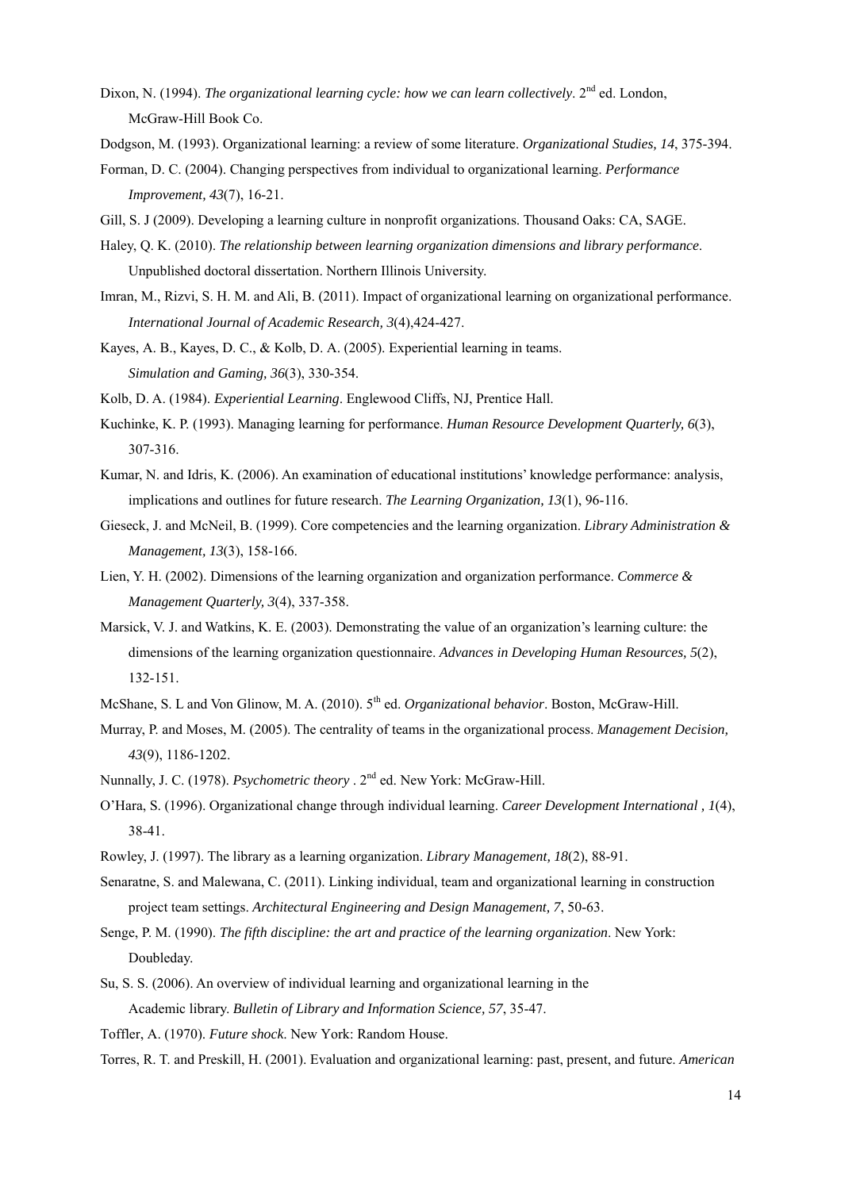Dixon, N. (1994). *The organizational learning cycle: how we can learn collectively*. 2nd ed. London, McGraw-Hill Book Co.

Dodgson, M. (1993). Organizational learning: a review of some literature. *Organizational Studies, 14*, 375-394.

Forman, D. C. (2004). Changing perspectives from individual to organizational learning. *Performance Improvement, 43*(7), 16-21.

Gill, S. J (2009). Developing a learning culture in nonprofit organizations. Thousand Oaks: CA, SAGE.

Haley, Q. K. (2010). *The relationship between learning organization dimensions and library performance*. Unpublished doctoral dissertation. Northern Illinois University.

Imran, M., Rizvi, S. H. M. and Ali, B. (2011). Impact of organizational learning on organizational performance. *International Journal of Academic Research, 3*(4),424-427.

Kayes, A. B., Kayes, D. C., & Kolb, D. A. (2005). Experiential learning in teams. *Simulation and Gaming, 36*(3), 330-354.

Kolb, D. A. (1984). *Experiential Learning*. Englewood Cliffs, NJ, Prentice Hall.

Kuchinke, K. P. (1993). Managing learning for performance. *Human Resource Development Quarterly, 6*(3), 307-316.

Kumar, N. and Idris, K. (2006). An examination of educational institutions' knowledge performance: analysis, implications and outlines for future research. *The Learning Organization, 13*(1), 96-116.

Gieseck, J. and McNeil, B. (1999). Core competencies and the learning organization. *Library Administration & Management, 13*(3), 158-166.

Lien, Y. H. (2002). Dimensions of the learning organization and organization performance. *Commerce & Management Quarterly, 3*(4), 337-358.

Marsick, V. J. and Watkins, K. E. (2003). Demonstrating the value of an organization's learning culture: the dimensions of the learning organization questionnaire. *Advances in Developing Human Resources, 5*(2), 132-151.

McShane, S. L and Von Glinow, M. A. (2010). 5th ed. *Organizational behavior*. Boston, McGraw-Hill.

Murray, P. and Moses, M. (2005). The centrality of teams in the organizational process. *Management Decision, 43*(9), 1186-1202.

Nunnally, J. C. (1978). *Psychometric theory* . 2nd ed. New York: McGraw-Hill.

O'Hara, S. (1996). Organizational change through individual learning. *Career Development International , 1*(4), 38-41.

Rowley, J. (1997). The library as a learning organization. *Library Management, 18*(2), 88-91.

Senaratne, S. and Malewana, C. (2011). Linking individual, team and organizational learning in construction project team settings. *Architectural Engineering and Design Management, 7*, 50-63.

Senge, P. M. (1990). *The fifth discipline: the art and practice of the learning organization*. New York: Doubleday.

Su, S. S. (2006). An overview of individual learning and organizational learning in the Academic library. *Bulletin of Library and Information Science, 57*, 35-47.

Toffler, A. (1970). *Future shock*. New York: Random House.

Torres, R. T. and Preskill, H. (2001). Evaluation and organizational learning: past, present, and future. *American*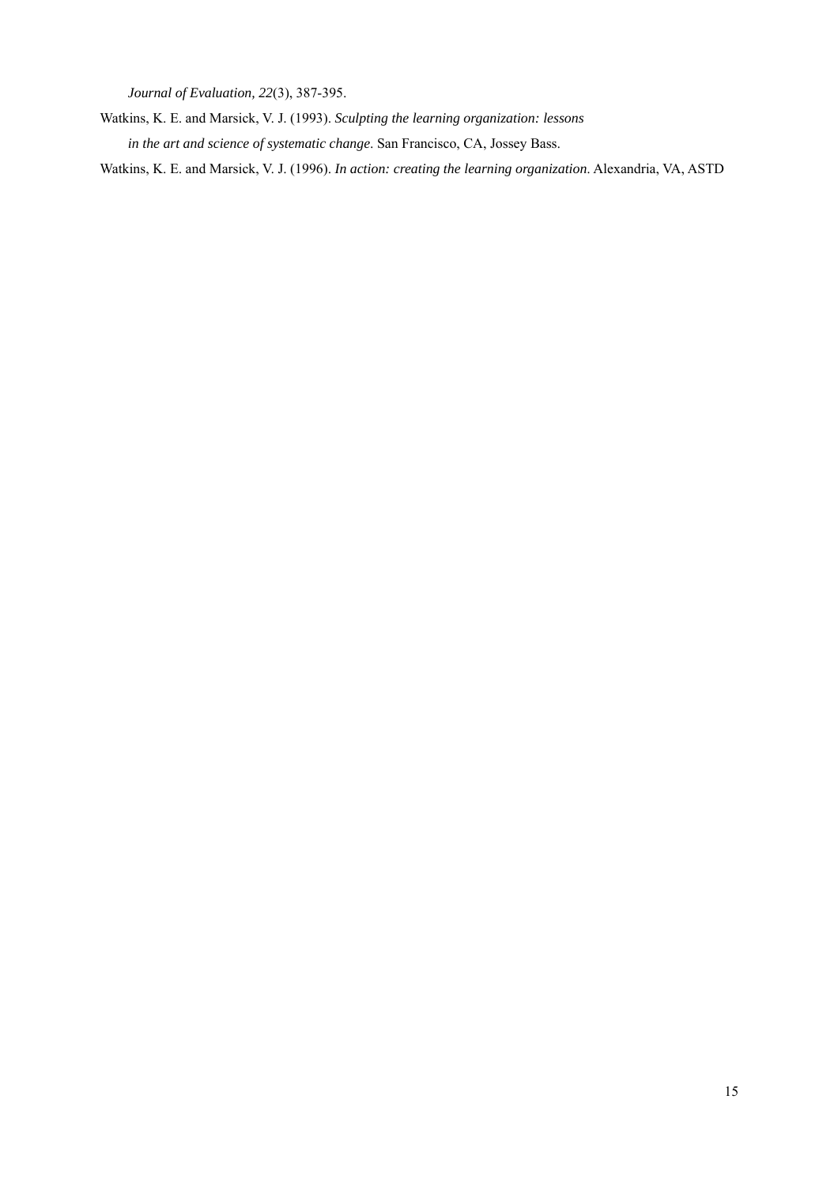*Journal of Evaluation, 22*(3), 387-395.

Watkins, K. E. and Marsick, V. J. (1993). *Sculpting the learning organization: lessons in the art and science of systematic change*. San Francisco, CA, Jossey Bass.

Watkins, K. E. and Marsick, V. J. (1996). *In action: creating the learning organization*. Alexandria, VA, ASTD